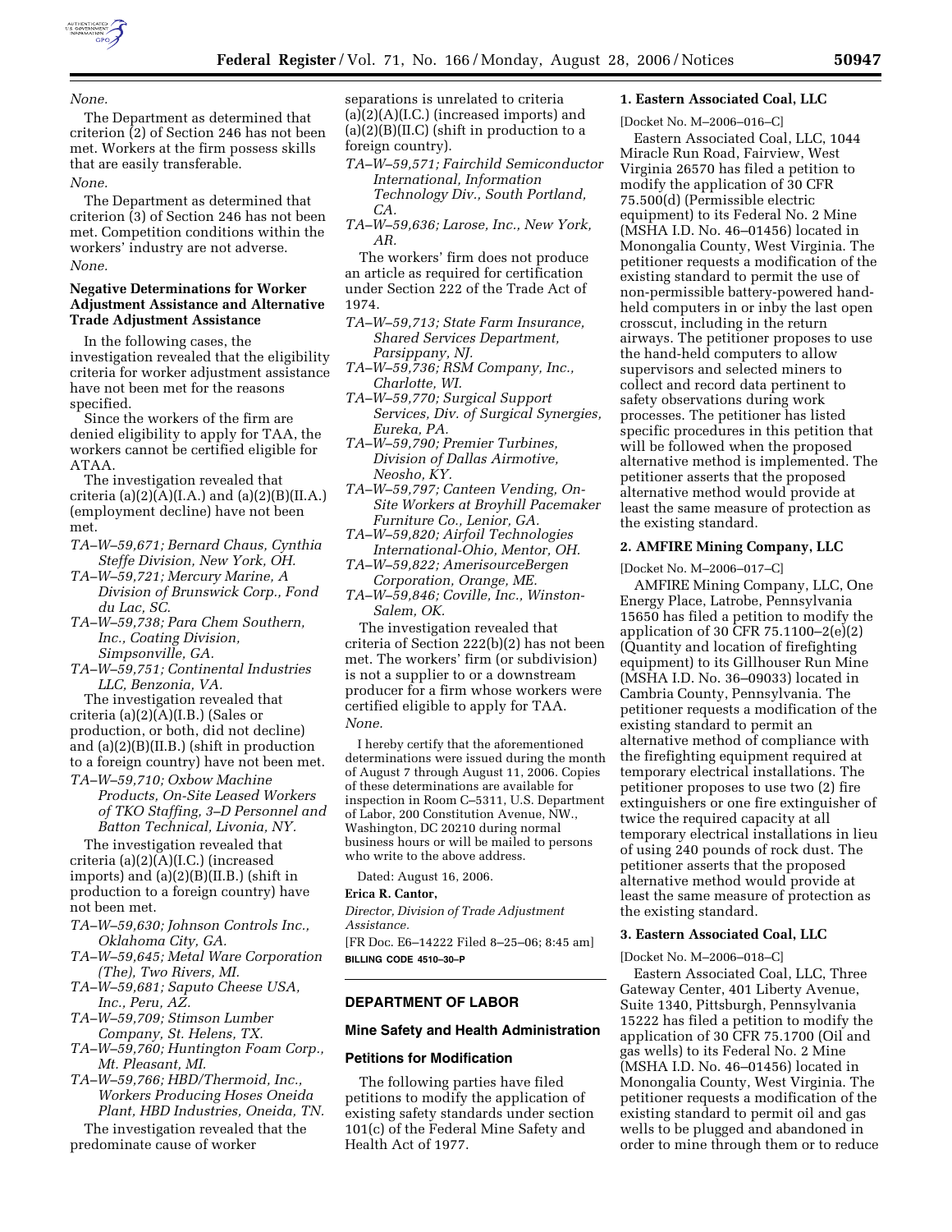*None.*

The Department as determined that criterion (2) of Section 246 has not been met. Workers at the firm possess skills that are easily transferable.

*None.*

The Department as determined that criterion (3) of Section 246 has not been met. Competition conditions within the workers' industry are not adverse.

*None.*

### Negative Determinations for Worker Adjustment Assistance and Alternative Trade Adjustment Assistance

In the following cases, the investigation revealed that the eligibility criteria for worker adjustment assistance have not been met for the reasons specified.

Since the workers of the firm are denied eligibility to apply for TAA, the workers cannot be certified eligible for ATAA.

The investigation revealed that criteria (a)(2)(A)(I.A.) and (a)(2)(B)(II.A.) (employment decline) have not been met.

*TA–W–59,671; Bernard Chaus, Cynthia Steffe Division, New York, OH.*
*TA–W–59,721; Mercury Marine, A Division of Brunswick Corp., Fond du Lac, SC.*
*TA–W–59,738; Para Chem Southern, Inc., Coating Division, Simpsonville, GA.*
*TA–W–59,751; Continental Industries LLC, Benzonia, VA.*

The investigation revealed that criteria (a)(2)(A)(I.B.) (Sales or production, or both, did not decline) and (a)(2)(B)(II.B.) (shift in production to a foreign country) have not been met.

*TA–W–59,710; Oxbow Machine Products, On-Site Leased Workers of TKO Staffing, 3–D Personnel and Batton Technical, Livonia, NY.*

The investigation revealed that criteria (a)(2)(A)(I.C.) (increased imports) and (a)(2)(B)(II.B.) (shift in production to a foreign country) have not been met.

*TA–W–59,630; Johnson Controls Inc., Oklahoma City, GA.*
*TA–W–59,645; Metal Ware Corporation (The), Two Rivers, MI.*
*TA–W–59,681; Saputo Cheese USA, Inc., Peru, AZ.*
*TA–W–59,709; Stimson Lumber Company, St. Helens, TX.*
*TA–W–59,760; Huntington Foam Corp., Mt. Pleasant, MI.*
*TA–W–59,766; HBD/Thermoid, Inc., Workers Producing Hoses Oneida Plant, HBD Industries, Oneida, TN.*

The investigation revealed that the predominate cause of worker separations is unrelated to criteria (a)(2)(A)(I.C.) (increased imports) and (a)(2)(B)(II.C) (shift in production to a foreign country).

*TA–W–59,571; Fairchild Semiconductor International, Information Technology Div., South Portland, CA.*
*TA–W–59,636; Larose, Inc., New York, AR.*

The workers' firm does not produce an article as required for certification under Section 222 of the Trade Act of 1974.

*TA–W–59,713; State Farm Insurance, Shared Services Department, Parsippany, NJ.*
*TA–W–59,736; RSM Company, Inc., Charlotte, WI.*
*TA–W–59,770; Surgical Support Services, Div. of Surgical Synergies, Eureka, PA.*
*TA–W–59,790; Premier Turbines, Division of Dallas Airmotive, Neosho, KY.*
*TA–W–59,797; Canteen Vending, On-Site Workers at Broyhill Pacemaker Furniture Co., Lenior, GA.*
*TA–W–59,820; Airfoil Technologies International-Ohio, Mentor, OH.*
*TA–W–59,822; AmerisourceBergen Corporation, Orange, ME.*
*TA–W–59,846; Coville, Inc., Winston-Salem, OK.*

The investigation revealed that criteria of Section 222(b)(2) has not been met. The workers' firm (or subdivision) is not a supplier to or a downstream producer for a firm whose workers were certified eligible to apply for TAA.

*None.*

I hereby certify that the aforementioned determinations were issued during the month of August 7 through August 11, 2006. Copies of these determinations are available for inspection in Room C–5311, U.S. Department of Labor, 200 Constitution Avenue, NW., Washington, DC 20210 during normal business hours or will be mailed to persons who write to the above address.

Dated: August 16, 2006.

**Erica R. Cantor,**

*Director, Division of Trade Adjustment Assistance.*

[FR Doc. E6–14222 Filed 8–25–06; 8:45 am]

**BILLING CODE 4510–30–P**

## DEPARTMENT OF LABOR

### Mine Safety and Health Administration

### Petitions for Modification

The following parties have filed petitions to modify the application of existing safety standards under section 101(c) of the Federal Mine Safety and Health Act of 1977.

#### 1. Eastern Associated Coal, LLC

[Docket No. M–2006–016–C]

Eastern Associated Coal, LLC, 1044 Miracle Run Road, Fairview, West Virginia 26570 has filed a petition to modify the application of 30 CFR 75.500(d) (Permissible electric equipment) to its Federal No. 2 Mine (MSHA I.D. No. 46–01456) located in Monongalia County, West Virginia. The petitioner requests a modification of the existing standard to permit the use of non-permissible battery-powered hand-held computers in or inby the last open crosscut, including in the return airways. The petitioner proposes to use the hand-held computers to allow supervisors and selected miners to collect and record data pertinent to safety observations during work processes. The petitioner has listed specific procedures in this petition that will be followed when the proposed alternative method is implemented. The petitioner asserts that the proposed alternative method would provide at least the same measure of protection as the existing standard.

#### 2. AMFIRE Mining Company, LLC

[Docket No. M–2006–017–C]

AMFIRE Mining Company, LLC, One Energy Place, Latrobe, Pennsylvania 15650 has filed a petition to modify the application of 30 CFR 75.1100–2(e)(2) (Quantity and location of firefighting equipment) to its Gillhouser Run Mine (MSHA I.D. No. 36–09033) located in Cambria County, Pennsylvania. The petitioner requests a modification of the existing standard to permit an alternative method of compliance with the firefighting equipment required at temporary electrical installations. The petitioner proposes to use two (2) fire extinguishers or one fire extinguisher of twice the required capacity at all temporary electrical installations in lieu of using 240 pounds of rock dust. The petitioner asserts that the proposed alternative method would provide at least the same measure of protection as the existing standard.

#### 3. Eastern Associated Coal, LLC

[Docket No. M–2006–018–C]

Eastern Associated Coal, LLC, Three Gateway Center, 401 Liberty Avenue, Suite 1340, Pittsburgh, Pennsylvania 15222 has filed a petition to modify the application of 30 CFR 75.1700 (Oil and gas wells) to its Federal No. 2 Mine (MSHA I.D. No. 46–01456) located in Monongalia County, West Virginia. The petitioner requests a modification of the existing standard to permit oil and gas wells to be plugged and abandoned in order to mine through them or to reduce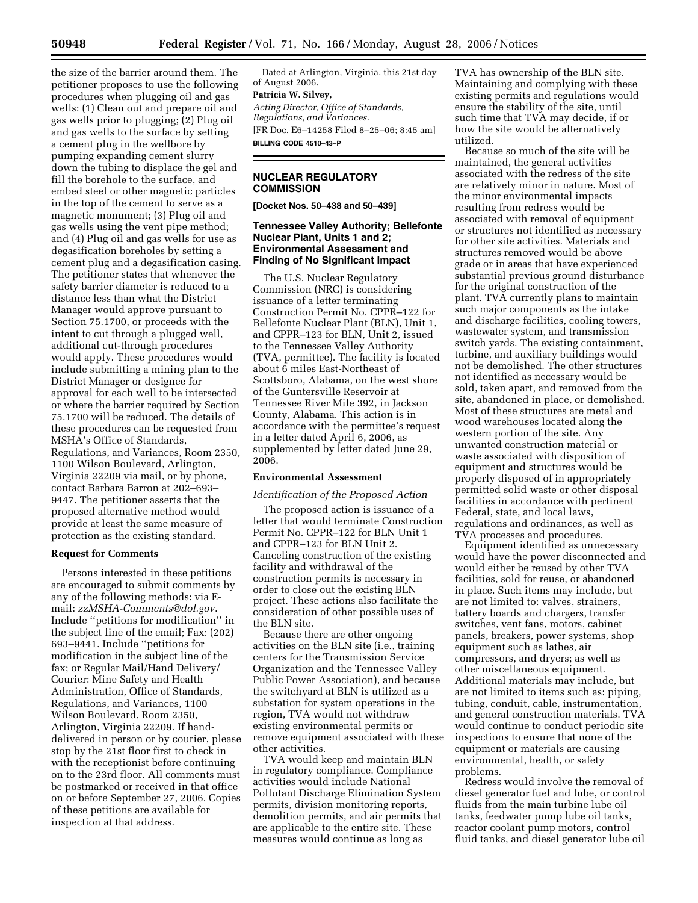the size of the barrier around them. The petitioner proposes to use the following procedures when plugging oil and gas wells: (1) Clean out and prepare oil and gas wells prior to plugging; (2) Plug oil and gas wells to the surface by setting a cement plug in the wellbore by pumping expanding cement slurry down the tubing to displace the gel and fill the borehole to the surface, and embed steel or other magnetic particles in the top of the cement to serve as a magnetic monument; (3) Plug oil and gas wells using the vent pipe method; and (4) Plug oil and gas wells for use as degasification boreholes by setting a cement plug and a degasification casing. The petitioner states that whenever the safety barrier diameter is reduced to a distance less than what the District Manager would approve pursuant to Section 75.1700, or proceeds with the intent to cut through a plugged well, additional cut-through procedures would apply. These procedures would include submitting a mining plan to the District Manager or designee for approval for each well to be intersected or where the barrier required by Section 75.1700 will be reduced. The details of these procedures can be requested from MSHA's Office of Standards, Regulations, and Variances, Room 2350, 1100 Wilson Boulevard, Arlington, Virginia 22209 via mail, or by phone, contact Barbara Barron at 202–693–9447. The petitioner asserts that the proposed alternative method would provide at least the same measure of protection as the existing standard.

**Request for Comments**

Persons interested in these petitions are encouraged to submit comments by any of the following methods: via E-mail: *zzMSHA-Comments@dol.gov*. Include "petitions for modification" in the subject line of the email; Fax: (202) 693–9441. Include "petitions for modification in the subject line of the fax; or Regular Mail/Hand Delivery/Courier: Mine Safety and Health Administration, Office of Standards, Regulations, and Variances, 1100 Wilson Boulevard, Room 2350, Arlington, Virginia 22209. If hand-delivered in person or by courier, please stop by the 21st floor first to check in with the receptionist before continuing on to the 23rd floor. All comments must be postmarked or received in that office on or before September 27, 2006. Copies of these petitions are available for inspection at that address.

Dated at Arlington, Virginia, this 21st day of August 2006.

**Patricia W. Silvey,**

*Acting Director, Office of Standards, Regulations, and Variances.*

[FR Doc. E6–14258 Filed 8–25–06; 8:45 am]

**BILLING CODE 4510–43–P**

## NUCLEAR REGULATORY COMMISSION

**[Docket Nos. 50–438 and 50–439]**

### Tennessee Valley Authority; Bellefonte Nuclear Plant, Units 1 and 2; Environmental Assessment and Finding of No Significant Impact

The U.S. Nuclear Regulatory Commission (NRC) is considering issuance of a letter terminating Construction Permit No. CPPR–122 for Bellefonte Nuclear Plant (BLN), Unit 1, and CPPR–123 for BLN, Unit 2, issued to the Tennessee Valley Authority (TVA, permittee). The facility is located about 6 miles East-Northeast of Scottsboro, Alabama, on the west shore of the Guntersville Reservoir at Tennessee River Mile 392, in Jackson County, Alabama. This action is in accordance with the permittee's request in a letter dated April 6, 2006, as supplemented by letter dated June 29, 2006.

**Environmental Assessment**

*Identification of the Proposed Action*

The proposed action is issuance of a letter that would terminate Construction Permit No. CPPR–122 for BLN Unit 1 and CPPR–123 for BLN Unit 2. Canceling construction of the existing facility and withdrawal of the construction permits is necessary in order to close out the existing BLN project. These actions also facilitate the consideration of other possible uses of the BLN site.

Because there are other ongoing activities on the BLN site (i.e., training centers for the Transmission Service Organization and the Tennessee Valley Public Power Association), and because the switchyard at BLN is utilized as a substation for system operations in the region, TVA would not withdraw existing environmental permits or remove equipment associated with these other activities.

TVA would keep and maintain BLN in regulatory compliance. Compliance activities would include National Pollutant Discharge Elimination System permits, division monitoring reports, demolition permits, and air permits that are applicable to the entire site. These measures would continue as long as TVA has ownership of the BLN site. Maintaining and complying with these existing permits and regulations would ensure the stability of the site, until such time that TVA may decide, if or how the site would be alternatively utilized.

Because so much of the site will be maintained, the general activities associated with the redress of the site are relatively minor in nature. Most of the minor environmental impacts resulting from redress would be associated with removal of equipment or structures not identified as necessary for other site activities. Materials and structures removed would be above grade or in areas that have experienced substantial previous ground disturbance for the original construction of the plant. TVA currently plans to maintain such major components as the intake and discharge facilities, cooling towers, wastewater system, and transmission switch yards. The existing containment, turbine, and auxiliary buildings would not be demolished. The other structures not identified as necessary would be sold, taken apart, and removed from the site, abandoned in place, or demolished. Most of these structures are metal and wood warehouses located along the western portion of the site. Any unwanted construction material or waste associated with disposition of equipment and structures would be properly disposed of in appropriately permitted solid waste or other disposal facilities in accordance with pertinent Federal, state, and local laws, regulations and ordinances, as well as TVA processes and procedures.

Equipment identified as unnecessary would have the power disconnected and would either be reused by other TVA facilities, sold for reuse, or abandoned in place. Such items may include, but are not limited to: valves, strainers, battery boards and chargers, transfer switches, vent fans, motors, cabinet panels, breakers, power systems, shop equipment such as lathes, air compressors, and dryers; as well as other miscellaneous equipment. Additional materials may include, but are not limited to items such as: piping, tubing, conduit, cable, instrumentation, and general construction materials. TVA would continue to conduct periodic site inspections to ensure that none of the equipment or materials are causing environmental, health, or safety problems.

Redress would involve the removal of diesel generator fuel and lube, or control fluids from the main turbine lube oil tanks, feedwater pump lube oil tanks, reactor coolant pump motors, control fluid tanks, and diesel generator lube oil